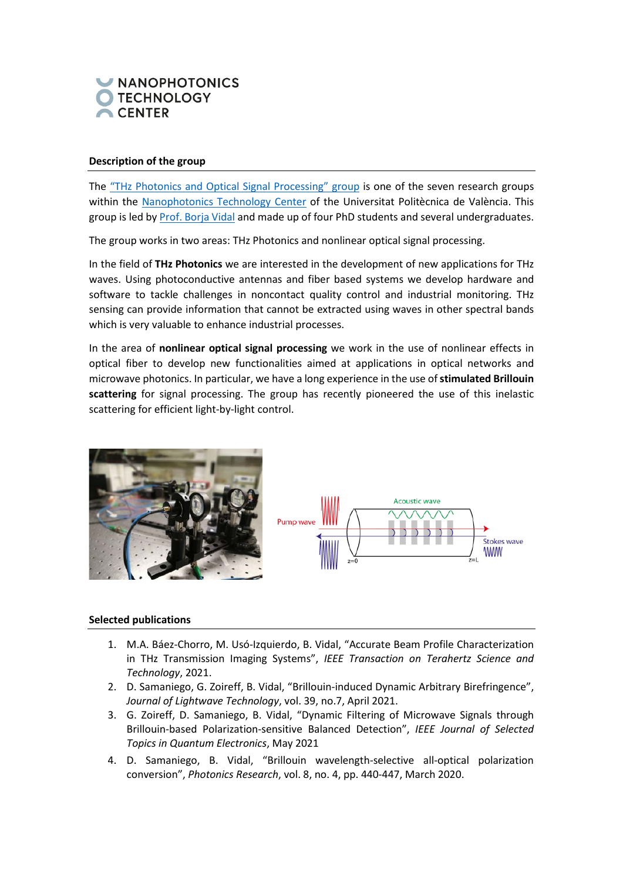NANOPHOTONICS TECHNOLOGY CENTER

## Description of the group

The "THz Photonics and Optical Signal Processing" group is one of the seven research groups within the Nanophotonics Technology Center of the Universitat Politècnica de València. This group is led by Prof. Borja Vidal and made up of four PhD students and several undergraduates.

The group works in two areas: THz Photonics and nonlinear optical signal processing.

In the field of **THz Photonics** we are interested in the development of new applications for THz waves. Using photoconductive antennas and fiber based systems we develop hardware and software to tackle challenges in noncontact quality control and industrial monitoring. THz sensing can provide information that cannot be extracted using waves in other spectral bands which is very valuable to enhance industrial processes.

In the area of **nonlinear optical signal processing** we work in the use of nonlinear effects in optical fiber to develop new functionalities aimed at applications in optical networks and microwave photonics. In particular, we have a long experience in the use of **stimulated Brillouin scattering** for signal processing. The group has recently pioneered the use of this inelastic scattering for efficient light-by-light control.

## Selected publications

1. M.A. Báez-Chorro, M. Usó-Izquierdo, B. Vidal, "Accurate Beam Profile Characterization in THz Transmission Imaging Systems", *IEEE Transaction on Terahertz Science and Technology*, 2021.
2. D. Samaniego, G. Zoireff, B. Vidal, "Brillouin-induced Dynamic Arbitrary Birefringence", *Journal of Lightwave Technology*, vol. 39, no.7, April 2021.
3. G. Zoireff, D. Samaniego, B. Vidal, "Dynamic Filtering of Microwave Signals through Brillouin-based Polarization-sensitive Balanced Detection", *IEEE Journal of Selected Topics in Quantum Electronics*, May 2021
4. D. Samaniego, B. Vidal, "Brillouin wavelength-selective all-optical polarization conversion", *Photonics Research*, vol. 8, no. 4, pp. 440-447, March 2020.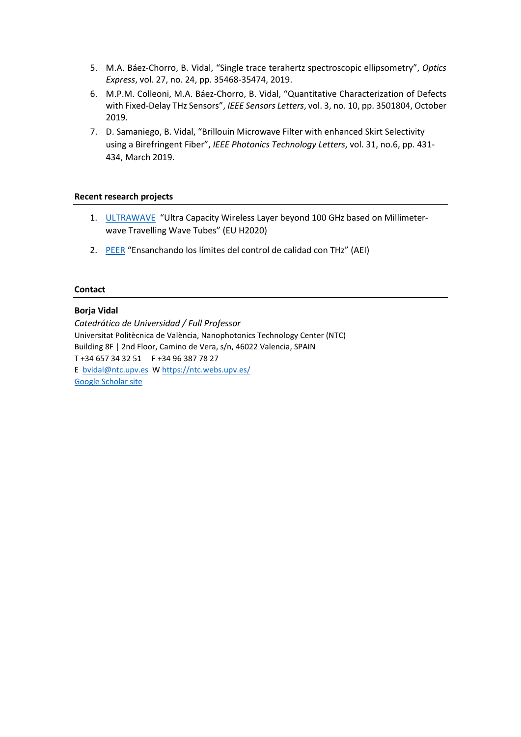5. M.A. Báez-Chorro, B. Vidal, “Single trace terahertz spectroscopic ellipsometry”, *Optics Express*, vol. 27, no. 24, pp. 35468-35474, 2019.
6. M.P.M. Colleoni, M.A. Báez-Chorro, B. Vidal, “Quantitative Characterization of Defects with Fixed-Delay THz Sensors”, *IEEE Sensors Letters*, vol. 3, no. 10, pp. 3501804, October 2019.
7. D. Samaniego, B. Vidal, “Brillouin Microwave Filter with enhanced Skirt Selectivity using a Birefringent Fiber”, *IEEE Photonics Technology Letters*, vol. 31, no.6, pp. 431-434, March 2019.

**Recent research projects**

1. ULTRAWAVE “Ultra Capacity Wireless Layer beyond 100 GHz based on Millimeter-wave Travelling Wave Tubes” (EU H2020)
2. PEER “Ensanchando los límites del control de calidad con THz” (AEI)

**Contact**

**Borja Vidal**
*Catedrático de Universidad / Full Professor*
Universitat Politècnica de València, Nanophotonics Technology Center (NTC)
Building 8F | 2nd Floor, Camino de Vera, s/n, 46022 Valencia, SPAIN
T +34 657 34 32 51 F +34 96 387 78 27
E bvidal@ntc.upv.es W https://ntc.webs.upv.es/
Google Scholar site